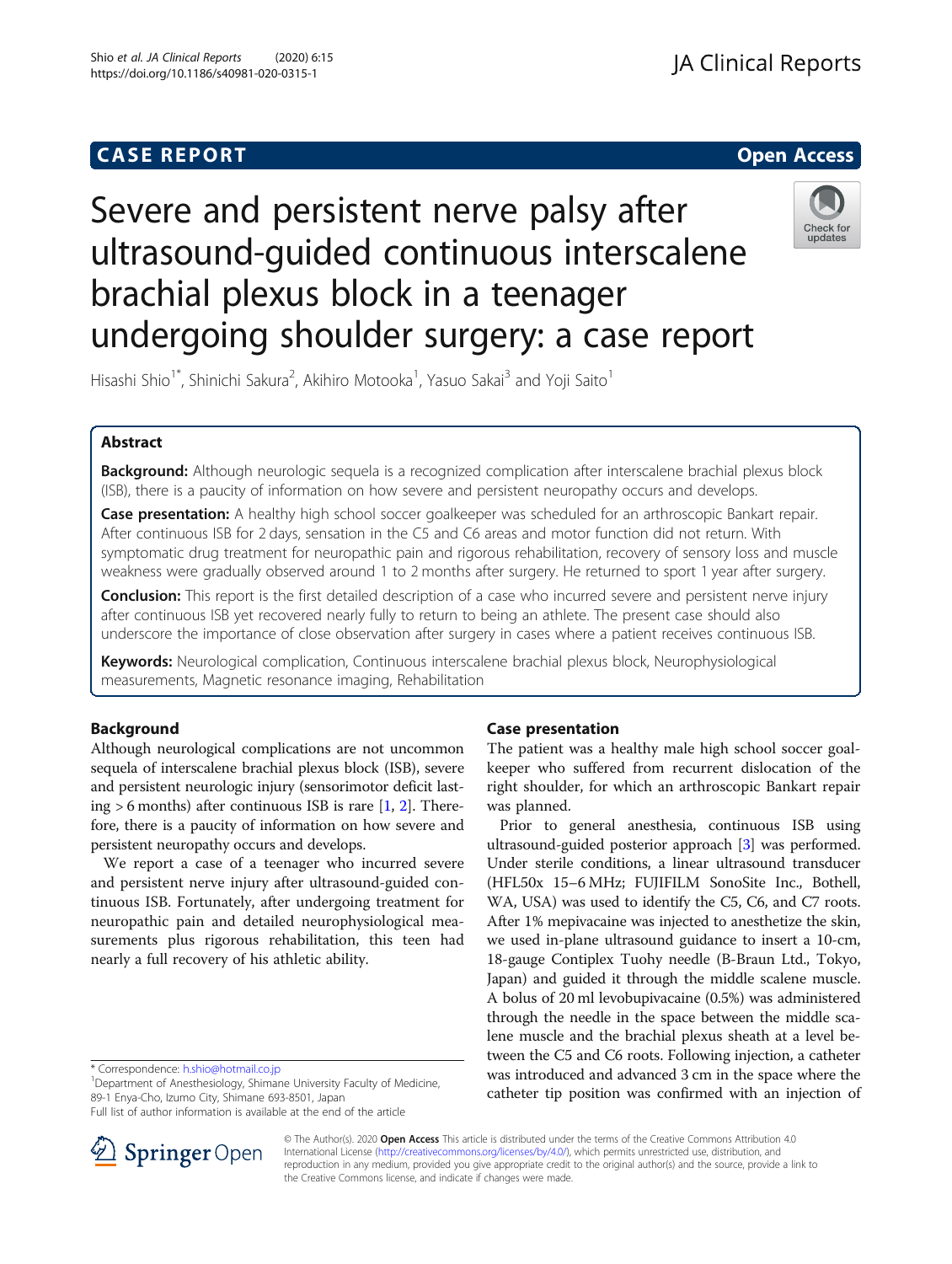CASE REPORT Open Access

# Severe and persistent nerve palsy after ultrasound-guided continuous interscalene brachial plexus block in a teenager undergoing shoulder surgery: a case report

Hisashi Shio[1*], Shinichi Sakura[2], Akihiro Motooka[1], Yasuo Sakai[3] and Yoji Saito[1]

## Abstract

**Background:** Although neurologic sequela is a recognized complication after interscalene brachial plexus block (ISB), there is a paucity of information on how severe and persistent neuropathy occurs and develops.

**Case presentation:** A healthy high school soccer goalkeeper was scheduled for an arthroscopic Bankart repair. After continuous ISB for 2 days, sensation in the C5 and C6 areas and motor function did not return. With symptomatic drug treatment for neuropathic pain and rigorous rehabilitation, recovery of sensory loss and muscle weakness were gradually observed around 1 to 2 months after surgery. He returned to sport 1 year after surgery.

**Conclusion:** This report is the first detailed description of a case who incurred severe and persistent nerve injury after continuous ISB yet recovered nearly fully to return to being an athlete. The present case should also underscore the importance of close observation after surgery in cases where a patient receives continuous ISB.

**Keywords:** Neurological complication, Continuous interscalene brachial plexus block, Neurophysiological measurements, Magnetic resonance imaging, Rehabilitation

## Background

Although neurological complications are not uncommon sequela of interscalene brachial plexus block (ISB), severe and persistent neurologic injury (sensorimotor deficit lasting > 6 months) after continuous ISB is rare [1, 2]. Therefore, there is a paucity of information on how severe and persistent neuropathy occurs and develops.

We report a case of a teenager who incurred severe and persistent nerve injury after ultrasound-guided continuous ISB. Fortunately, after undergoing treatment for neuropathic pain and detailed neurophysiological measurements plus rigorous rehabilitation, this teen had nearly a full recovery of his athletic ability.

## Case presentation

The patient was a healthy male high school soccer goalkeeper who suffered from recurrent dislocation of the right shoulder, for which an arthroscopic Bankart repair was planned.

Prior to general anesthesia, continuous ISB using ultrasound-guided posterior approach [3] was performed. Under sterile conditions, a linear ultrasound transducer (HFL50x 15–6 MHz; FUJIFILM SonoSite Inc., Bothell, WA, USA) was used to identify the C5, C6, and C7 roots. After 1% mepivacaine was injected to anesthetize the skin, we used in-plane ultrasound guidance to insert a 10-cm, 18-gauge Contiplex Tuohy needle (B-Braun Ltd., Tokyo, Japan) and guided it through the middle scalene muscle. A bolus of 20 ml levobupivacaine (0.5%) was administered through the needle in the space between the middle scalene muscle and the brachial plexus sheath at a level between the C5 and C6 roots. Following injection, a catheter was introduced and advanced 3 cm in the space where the catheter tip position was confirmed with an injection of

\* Correspondence: h.shio@hotmail.co.jp
[1]Department of Anesthesiology, Shimane University Faculty of Medicine, 89-1 Enya-Cho, Izumo City, Shimane 693-8501, Japan
Full list of author information is available at the end of the article

© The Author(s). 2020 **Open Access** This article is distributed under the terms of the Creative Commons Attribution 4.0 International License (http://creativecommons.org/licenses/by/4.0/), which permits unrestricted use, distribution, and reproduction in any medium, provided you give appropriate credit to the original author(s) and the source, provide a link to the Creative Commons license, and indicate if changes were made.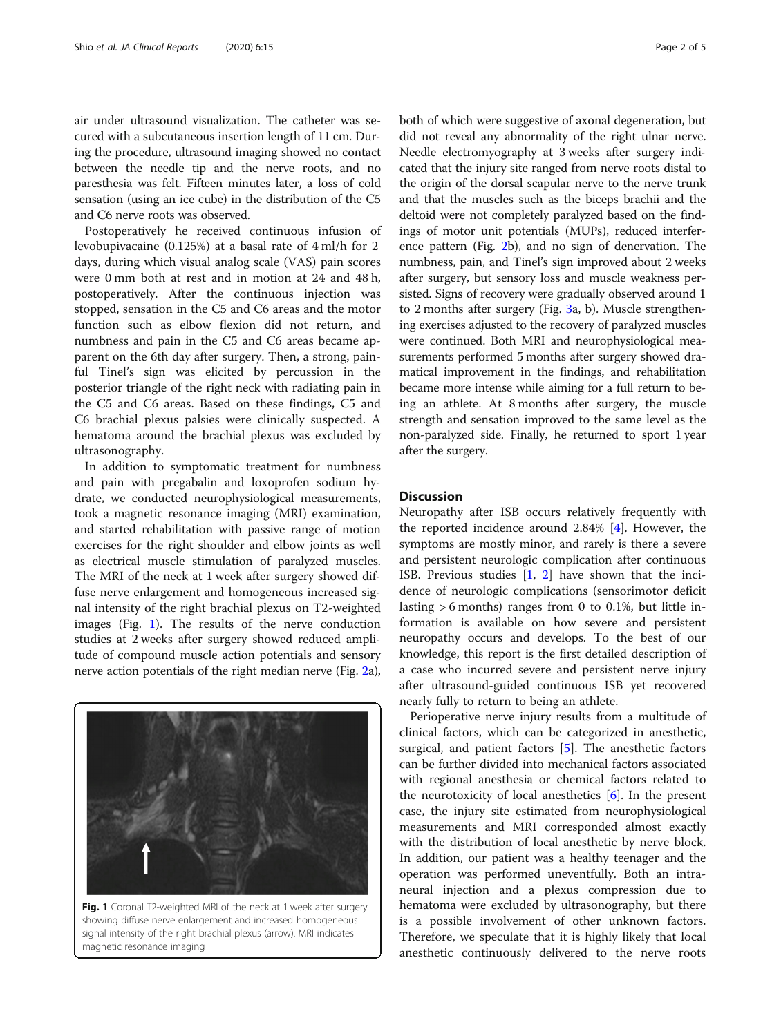air under ultrasound visualization. The catheter was secured with a subcutaneous insertion length of 11 cm. During the procedure, ultrasound imaging showed no contact between the needle tip and the nerve roots, and no paresthesia was felt. Fifteen minutes later, a loss of cold sensation (using an ice cube) in the distribution of the C5 and C6 nerve roots was observed.

Postoperatively he received continuous infusion of levobupivacaine (0.125%) at a basal rate of 4 ml/h for 2 days, during which visual analog scale (VAS) pain scores were 0 mm both at rest and in motion at 24 and 48 h, postoperatively. After the continuous injection was stopped, sensation in the C5 and C6 areas and the motor function such as elbow flexion did not return, and numbness and pain in the C5 and C6 areas became apparent on the 6th day after surgery. Then, a strong, painful Tinel's sign was elicited by percussion in the posterior triangle of the right neck with radiating pain in the C5 and C6 areas. Based on these findings, C5 and C6 brachial plexus palsies were clinically suspected. A hematoma around the brachial plexus was excluded by ultrasonography.

In addition to symptomatic treatment for numbness and pain with pregabalin and loxoprofen sodium hydrate, we conducted neurophysiological measurements, took a magnetic resonance imaging (MRI) examination, and started rehabilitation with passive range of motion exercises for the right shoulder and elbow joints as well as electrical muscle stimulation of paralyzed muscles. The MRI of the neck at 1 week after surgery showed diffuse nerve enlargement and homogeneous increased signal intensity of the right brachial plexus on T2-weighted images (Fig. 1). The results of the nerve conduction studies at 2 weeks after surgery showed reduced amplitude of compound muscle action potentials and sensory nerve action potentials of the right median nerve (Fig. 2a), both of which were suggestive of axonal degeneration, but did not reveal any abnormality of the right ulnar nerve. Needle electromyography at 3 weeks after surgery indicated that the injury site ranged from nerve roots distal to the origin of the dorsal scapular nerve to the nerve trunk and that the muscles such as the biceps brachii and the deltoid were not completely paralyzed based on the findings of motor unit potentials (MUPs), reduced interference pattern (Fig. 2b), and no sign of denervation. The numbness, pain, and Tinel's sign improved about 2 weeks after surgery, but sensory loss and muscle weakness persisted. Signs of recovery were gradually observed around 1 to 2 months after surgery (Fig. 3a, b). Muscle strengthening exercises adjusted to the recovery of paralyzed muscles were continued. Both MRI and neurophysiological measurements performed 5 months after surgery showed dramatical improvement in the findings, and rehabilitation became more intense while aiming for a full return to being an athlete. At 8 months after surgery, the muscle strength and sensation improved to the same level as the non-paralyzed side. Finally, he returned to sport 1 year after the surgery.

**Fig. 1** Coronal T2-weighted MRI of the neck at 1 week after surgery showing diffuse nerve enlargement and increased homogeneous signal intensity of the right brachial plexus (arrow). MRI indicates magnetic resonance imaging

## Discussion

Neuropathy after ISB occurs relatively frequently with the reported incidence around 2.84% [4]. However, the symptoms are mostly minor, and rarely is there a severe and persistent neurologic complication after continuous ISB. Previous studies [1, 2] have shown that the incidence of neurologic complications (sensorimotor deficit lasting > 6 months) ranges from 0 to 0.1%, but little information is available on how severe and persistent neuropathy occurs and develops. To the best of our knowledge, this report is the first detailed description of a case who incurred severe and persistent nerve injury after ultrasound-guided continuous ISB yet recovered nearly fully to return to being an athlete.

Perioperative nerve injury results from a multitude of clinical factors, which can be categorized in anesthetic, surgical, and patient factors [5]. The anesthetic factors can be further divided into mechanical factors associated with regional anesthesia or chemical factors related to the neurotoxicity of local anesthetics [6]. In the present case, the injury site estimated from neurophysiological measurements and MRI corresponded almost exactly with the distribution of local anesthetic by nerve block. In addition, our patient was a healthy teenager and the operation was performed uneventfully. Both an intraneural injection and a plexus compression due to hematoma were excluded by ultrasonography, but there is a possible involvement of other unknown factors. Therefore, we speculate that it is highly likely that local anesthetic continuously delivered to the nerve roots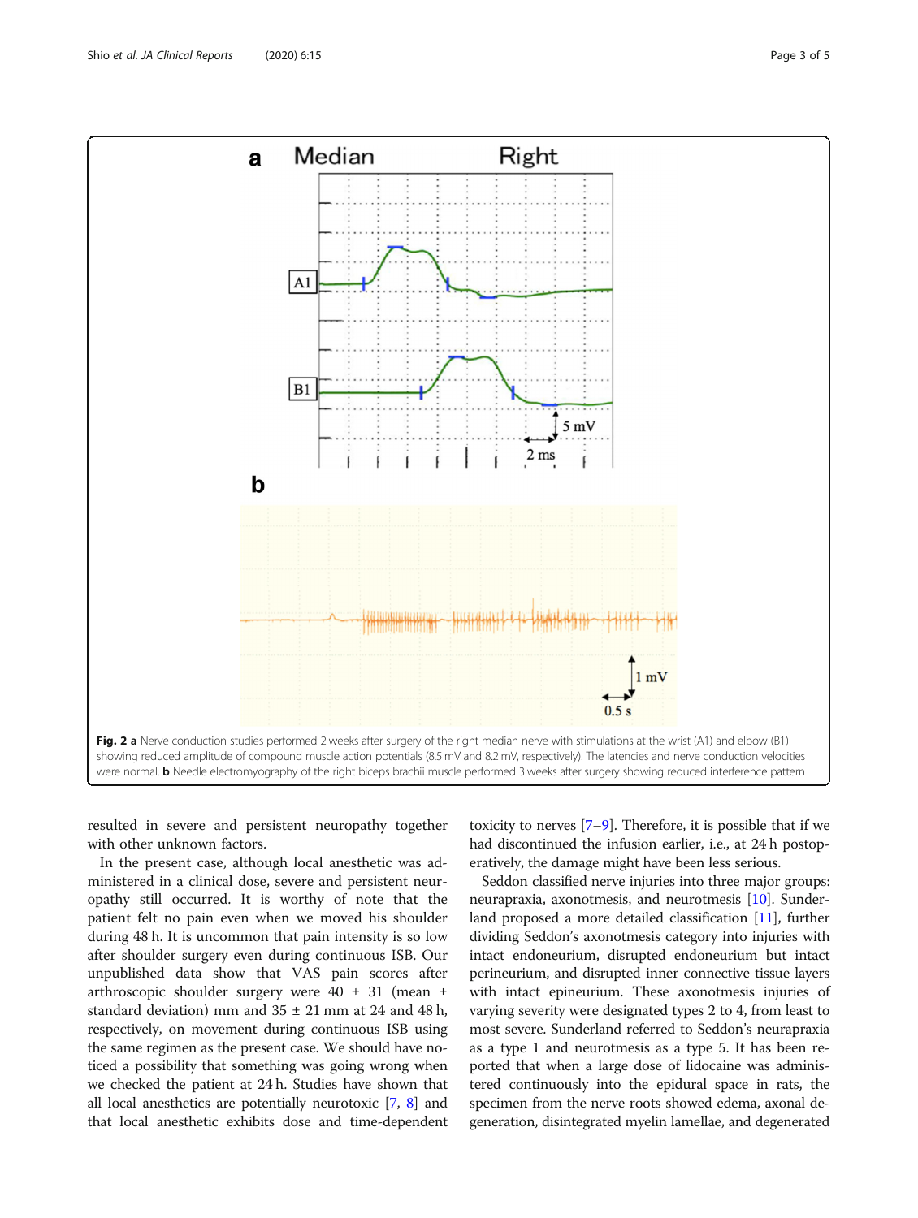**Fig. 2 a** Nerve conduction studies performed 2 weeks after surgery of the right median nerve with stimulations at the wrist (A1) and elbow (B1) showing reduced amplitude of compound muscle action potentials (8.5 mV and 8.2 mV, respectively). The latencies and nerve conduction velocities were normal. **b** Needle electromyography of the right biceps brachii muscle performed 3 weeks after surgery showing reduced interference pattern

resulted in severe and persistent neuropathy together with other unknown factors.

In the present case, although local anesthetic was administered in a clinical dose, severe and persistent neuropathy still occurred. It is worthy of note that the patient felt no pain even when we moved his shoulder during 48 h. It is uncommon that pain intensity is so low after shoulder surgery even during continuous ISB. Our unpublished data show that VAS pain scores after arthroscopic shoulder surgery were 40 ± 31 (mean ± standard deviation) mm and 35 ± 21 mm at 24 and 48 h, respectively, on movement during continuous ISB using the same regimen as the present case. We should have noticed a possibility that something was going wrong when we checked the patient at 24 h. Studies have shown that all local anesthetics are potentially neurotoxic [7, 8] and that local anesthetic exhibits dose and time-dependent toxicity to nerves [7–9]. Therefore, it is possible that if we had discontinued the infusion earlier, i.e., at 24 h postoperatively, the damage might have been less serious.

Seddon classified nerve injuries into three major groups: neurapraxia, axonotmesis, and neurotmesis [10]. Sunderland proposed a more detailed classification [11], further dividing Seddon's axonotmesis category into injuries with intact endoneurium, disrupted endoneurium but intact perineurium, and disrupted inner connective tissue layers with intact epineurium. These axonotmesis injuries of varying severity were designated types 2 to 4, from least to most severe. Sunderland referred to Seddon's neurapraxia as a type 1 and neurotmesis as a type 5. It has been reported that when a large dose of lidocaine was administered continuously into the epidural space in rats, the specimen from the nerve roots showed edema, axonal degeneration, disintegrated myelin lamellae, and degenerated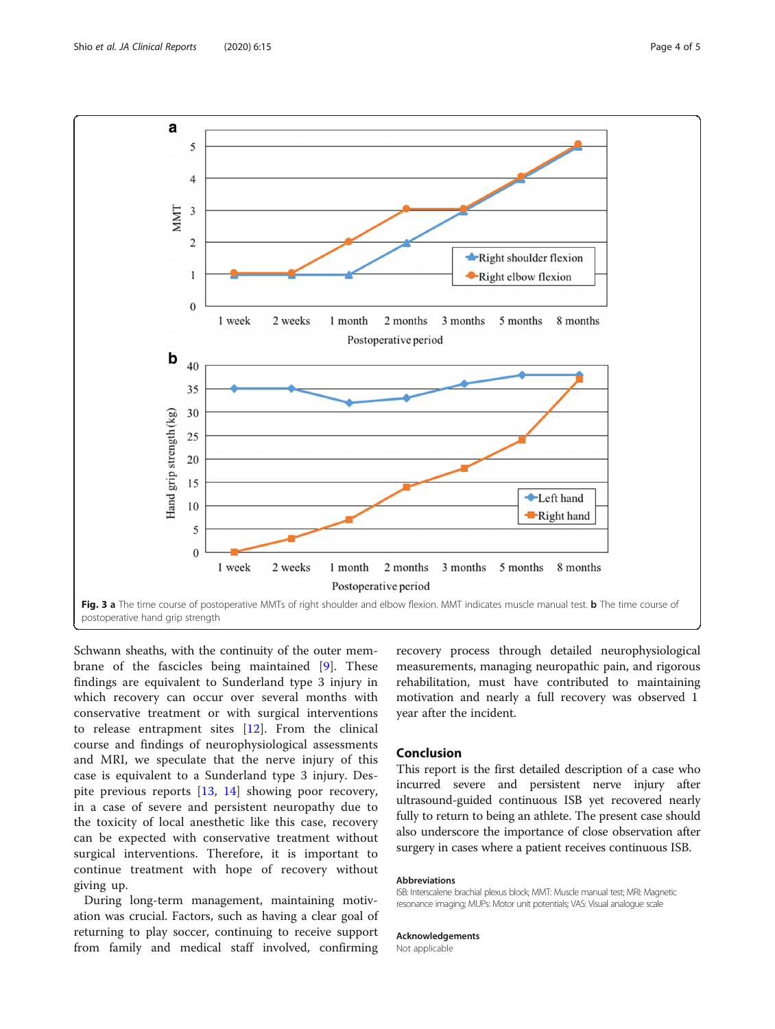Fig. 3 **a** The time course of postoperative MMTs of right shoulder and elbow flexion. MMT indicates muscle manual test. **b** The time course of postoperative hand grip strength

Schwann sheaths, with the continuity of the outer membrane of the fascicles being maintained [9]. These findings are equivalent to Sunderland type 3 injury in which recovery can occur over several months with conservative treatment or with surgical interventions to release entrapment sites [12]. From the clinical course and findings of neurophysiological assessments and MRI, we speculate that the nerve injury of this case is equivalent to a Sunderland type 3 injury. Despite previous reports [13, 14] showing poor recovery, in a case of severe and persistent neuropathy due to the toxicity of local anesthetic like this case, recovery can be expected with conservative treatment without surgical interventions. Therefore, it is important to continue treatment with hope of recovery without giving up.

During long-term management, maintaining motivation was crucial. Factors, such as having a clear goal of returning to play soccer, continuing to receive support from family and medical staff involved, confirming recovery process through detailed neurophysiological measurements, managing neuropathic pain, and rigorous rehabilitation, must have contributed to maintaining motivation and nearly a full recovery was observed 1 year after the incident.

## Conclusion

This report is the first detailed description of a case who incurred severe and persistent nerve injury after ultrasound-guided continuous ISB yet recovered nearly fully to return to being an athlete. The present case should also underscore the importance of close observation after surgery in cases where a patient receives continuous ISB.

### Abbreviations

ISB: Interscalene brachial plexus block; MMT: Muscle manual test; MRI: Magnetic resonance imaging; MUPs: Motor unit potentials; VAS: Visual analogue scale

### Acknowledgements

Not applicable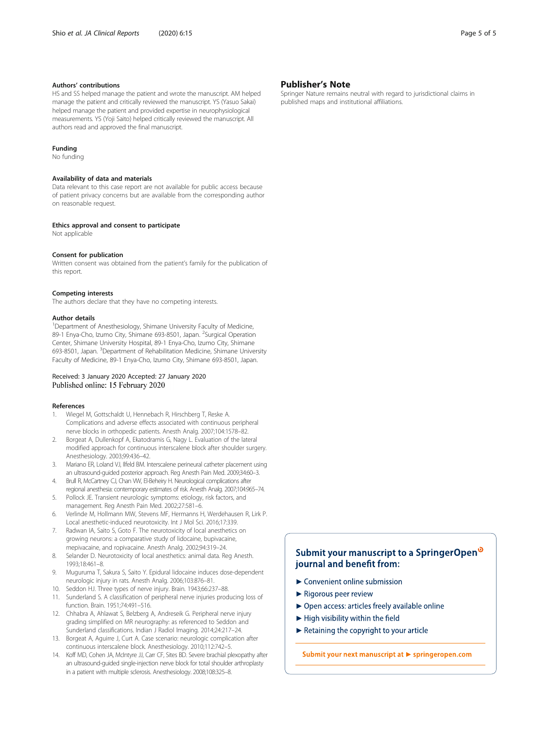### Authors' contributions

HS and SS helped manage the patient and wrote the manuscript. AM helped manage the patient and critically reviewed the manuscript. YS (Yasuo Sakai) helped manage the patient and provided expertise in neurophysiological measurements. YS (Yoji Saito) helped critically reviewed the manuscript. All authors read and approved the final manuscript.

### Funding

No funding

### Availability of data and materials

Data relevant to this case report are not available for public access because of patient privacy concerns but are available from the corresponding author on reasonable request.

### Ethics approval and consent to participate

Not applicable

### Consent for publication

Written consent was obtained from the patient's family for the publication of this report.

### Competing interests

The authors declare that they have no competing interests.

### Author details

[1]Department of Anesthesiology, Shimane University Faculty of Medicine, 89-1 Enya-Cho, Izumo City, Shimane 693-8501, Japan. [2]Surgical Operation Center, Shimane University Hospital, 89-1 Enya-Cho, Izumo City, Shimane 693-8501, Japan. [3]Department of Rehabilitation Medicine, Shimane University Faculty of Medicine, 89-1 Enya-Cho, Izumo City, Shimane 693-8501, Japan.

Received: 3 January 2020 Accepted: 27 January 2020
Published online: 15 February 2020

### References

1. Wiegel M, Gottschaldt U, Hennebach R, Hirschberg T, Reske A. Complications and adverse effects associated with continuous peripheral nerve blocks in orthopedic patients. Anesth Analg. 2007;104:1578–82.
2. Borgeat A, Dullenkopf A, Ekatodramis G, Nagy L. Evaluation of the lateral modified approach for continuous interscalene block after shoulder surgery. Anesthesiology. 2003;99:436–42.
3. Mariano ER, Loland VJ, Ilfeld BM. Interscalene perineural catheter placement using an ultrasound-guided posterior approach. Reg Anesth Pain Med. 2009;34:60–3.
4. Brull R, McCartney CJ, Chan VW, El-Beheiry H. Neurological complications after regional anesthesia: contemporary estimates of risk. Anesth Analg. 2007;104:965–74.
5. Pollock JE. Transient neurologic symptoms: etiology, risk factors, and management. Reg Anesth Pain Med. 2002;27:581–6.
6. Verlinde M, Hollmann MW, Stevens MF, Hermanns H, Werdehausen R, Lirk P. Local anesthetic-induced neurotoxicity. Int J Mol Sci. 2016;17:339.
7. Radwan IA, Saito S, Goto F. The neurotoxicity of local anesthetics on growing neurons: a comparative study of lidocaine, bupivacaine, mepivacaine, and ropivacaine. Anesth Analg. 2002;94:319–24.
8. Selander D. Neurotoxicity of local anesthetics: animal data. Reg Anesth. 1993;18:461–8.
9. Muguruma T, Sakura S, Saito Y. Epidural lidocaine induces dose-dependent neurologic injury in rats. Anesth Analg. 2006;103:876–81.
10. Seddon HJ. Three types of nerve injury. Brain. 1943;66:237–88.
11. Sunderland S. A classification of peripheral nerve injuries producing loss of function. Brain. 1951;74:491–516.
12. Chhabra A, Ahlawat S, Belzberg A, Andreseik G. Peripheral nerve injury grading simplified on MR neurography: as referenced to Seddon and Sunderland classifications. Indian J Radiol Imaging. 2014;24:217–24.
13. Borgeat A, Aguirre J, Curt A. Case scenario: neurologic complication after continuous interscalene block. Anesthesiology. 2010;112:742–5.
14. Koff MD, Cohen JA, McIntyre JJ, Carr CF, Sites BD. Severe brachial plexopathy after an ultrasound-guided single-injection nerve block for total shoulder arthroplasty in a patient with multiple sclerosis. Anesthesiology. 2008;108:325–8.

## Publisher's Note

Springer Nature remains neutral with regard to jurisdictional claims in published maps and institutional affiliations.

**Submit your manuscript to a SpringerOpen journal and benefit from:**

- Convenient online submission
- Rigorous peer review
- Open access: articles freely available online
- High visibility within the field
- Retaining the copyright to your article

**Submit your next manuscript at ▶ springeropen.com**